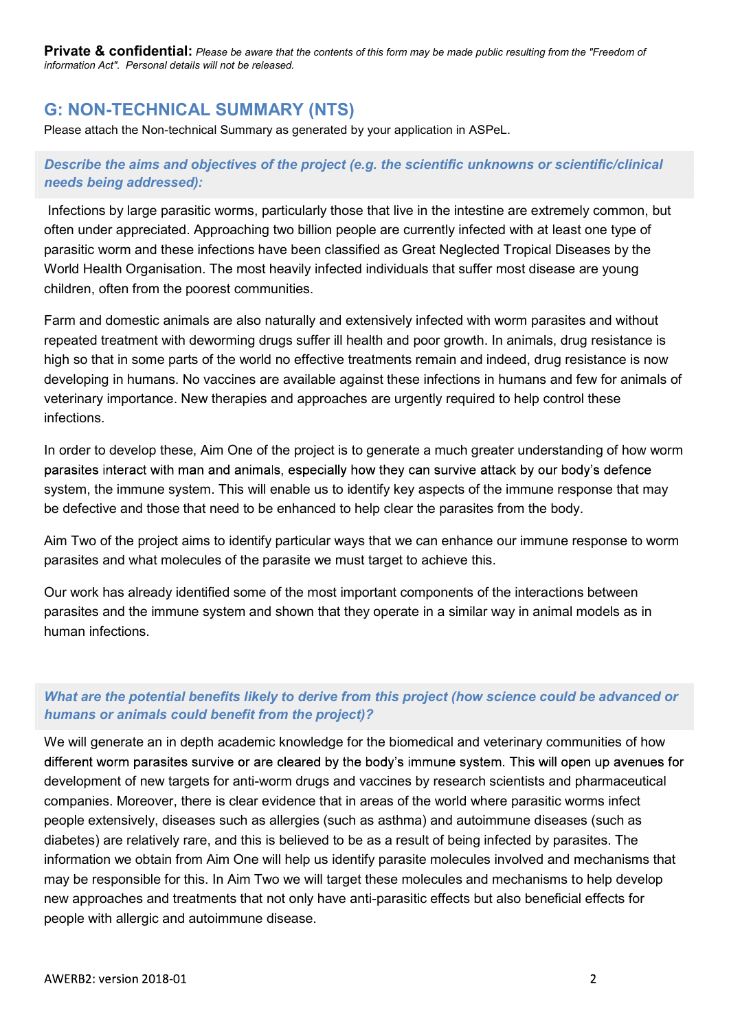**Private & confidential:** *Please be aware that the contents of this form may be made public resulting from the "Freedom of information Act". Personal details will not be released.*

## G: NON-TECHNICAL SUMMARY (NTS)

Please attach the Non-technical Summary as generated by your application in ASPeL.

### *Describe the aims and objectives of the project (e.g. the scientific unknowns or scientific/clinical needs being addressed):*

Infections by large parasitic worms, particularly those that live in the intestine are extremely common, but often under appreciated. Approaching two billion people are currently infected with at least one type of parasitic worm and these infections have been classified as Great Neglected Tropical Diseases by the World Health Organisation. The most heavily infected individuals that suffer most disease are young children, often from the poorest communities.

Farm and domestic animals are also naturally and extensively infected with worm parasites and without repeated treatment with deworming drugs suffer ill health and poor growth. In animals, drug resistance is high so that in some parts of the world no effective treatments remain and indeed, drug resistance is now developing in humans. No vaccines are available against these infections in humans and few for animals of veterinary importance. New therapies and approaches are urgently required to help control these infections.

In order to develop these, Aim One of the project is to generate a much greater understanding of how worm parasites interact with man and animals, especially how they can survive attack by our body's defence system, the immune system. This will enable us to identify key aspects of the immune response that may be defective and those that need to be enhanced to help clear the parasites from the body.

Aim Two of the project aims to identify particular ways that we can enhance our immune response to worm parasites and what molecules of the parasite we must target to achieve this.

Our work has already identified some of the most important components of the interactions between parasites and the immune system and shown that they operate in a similar way in animal models as in human infections.

### *What are the potential benefits likely to derive from this project (how science could be advanced or humans or animals could benefit from the project)?*

We will generate an in depth academic knowledge for the biomedical and veterinary communities of how different worm parasites survive or are cleared by the body's immune system. This will open up avenues for development of new targets for anti-worm drugs and vaccines by research scientists and pharmaceutical companies. Moreover, there is clear evidence that in areas of the world where parasitic worms infect people extensively, diseases such as allergies (such as asthma) and autoimmune diseases (such as diabetes) are relatively rare, and this is believed to be as a result of being infected by parasites. The information we obtain from Aim One will help us identify parasite molecules involved and mechanisms that may be responsible for this. In Aim Two we will target these molecules and mechanisms to help develop new approaches and treatments that not only have anti-parasitic effects but also beneficial effects for people with allergic and autoimmune disease.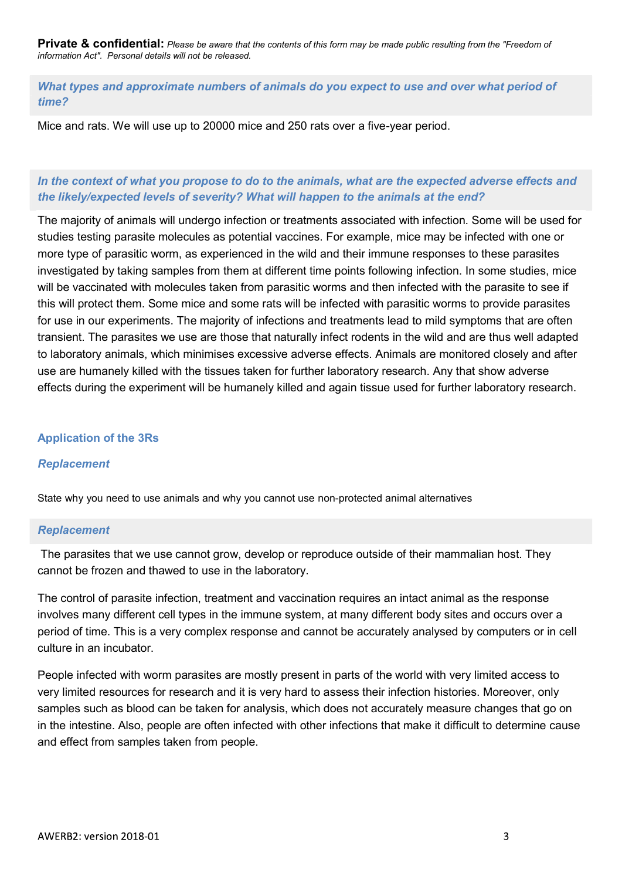**Private & confidential:** *Please be aware that the contents of this form may be made public resulting from the "Freedom of information Act". Personal details will not be released.*

### *What types and approximate numbers of animals do you expect to use and over what period of time?*

Mice and rats. We will use up to 20000 mice and 250 rats over a five-year period.

### *In the context of what you propose to do to the animals, what are the expected adverse effects and the likely/expected levels of severity? What will happen to the animals at the end?*

The majority of animals will undergo infection or treatments associated with infection. Some will be used for studies testing parasite molecules as potential vaccines. For example, mice may be infected with one or more type of parasitic worm, as experienced in the wild and their immune responses to these parasites investigated by taking samples from them at different time points following infection. In some studies, mice will be vaccinated with molecules taken from parasitic worms and then infected with the parasite to see if this will protect them. Some mice and some rats will be infected with parasitic worms to provide parasites for use in our experiments. The majority of infections and treatments lead to mild symptoms that are often transient. The parasites we use are those that naturally infect rodents in the wild and are thus well adapted to laboratory animals, which minimises excessive adverse effects. Animals are monitored closely and after use are humanely killed with the tissues taken for further laboratory research. Any that show adverse effects during the experiment will be humanely killed and again tissue used for further laboratory research.

## Application of the 3Rs

### *Replacement*

State why you need to use animals and why you cannot use non-protected animal alternatives

### *Replacement*

The parasites that we use cannot grow, develop or reproduce outside of their mammalian host. They cannot be frozen and thawed to use in the laboratory.

The control of parasite infection, treatment and vaccination requires an intact animal as the response involves many different cell types in the immune system, at many different body sites and occurs over a period of time. This is a very complex response and cannot be accurately analysed by computers or in cell culture in an incubator.

People infected with worm parasites are mostly present in parts of the world with very limited access to very limited resources for research and it is very hard to assess their infection histories. Moreover, only samples such as blood can be taken for analysis, which does not accurately measure changes that go on in the intestine. Also, people are often infected with other infections that make it difficult to determine cause and effect from samples taken from people.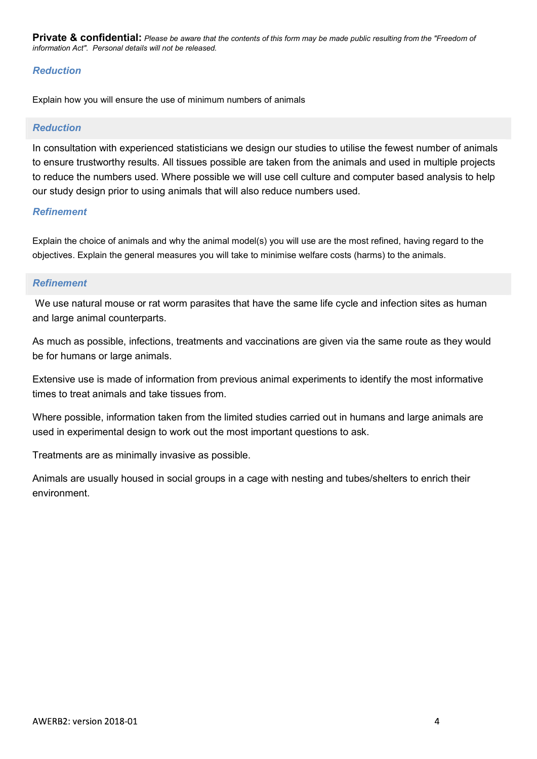**Private & confidential:** *Please be aware that the contents of this form may be made public resulting from the "Freedom of information Act". Personal details will not be released.*

### *Reduction*

Explain how you will ensure the use of minimum numbers of animals

### *Reduction*

In consultation with experienced statisticians we design our studies to utilise the fewest number of animals to ensure trustworthy results. All tissues possible are taken from the animals and used in multiple projects to reduce the numbers used. Where possible we will use cell culture and computer based analysis to help our study design prior to using animals that will also reduce numbers used.

### *Refinement*

Explain the choice of animals and why the animal model(s) you will use are the most refined, having regard to the objectives. Explain the general measures you will take to minimise welfare costs (harms) to the animals.

### *Refinement*

We use natural mouse or rat worm parasites that have the same life cycle and infection sites as human and large animal counterparts.

As much as possible, infections, treatments and vaccinations are given via the same route as they would be for humans or large animals.

Extensive use is made of information from previous animal experiments to identify the most informative times to treat animals and take tissues from.

Where possible, information taken from the limited studies carried out in humans and large animals are used in experimental design to work out the most important questions to ask.

Treatments are as minimally invasive as possible.

Animals are usually housed in social groups in a cage with nesting and tubes/shelters to enrich their environment.